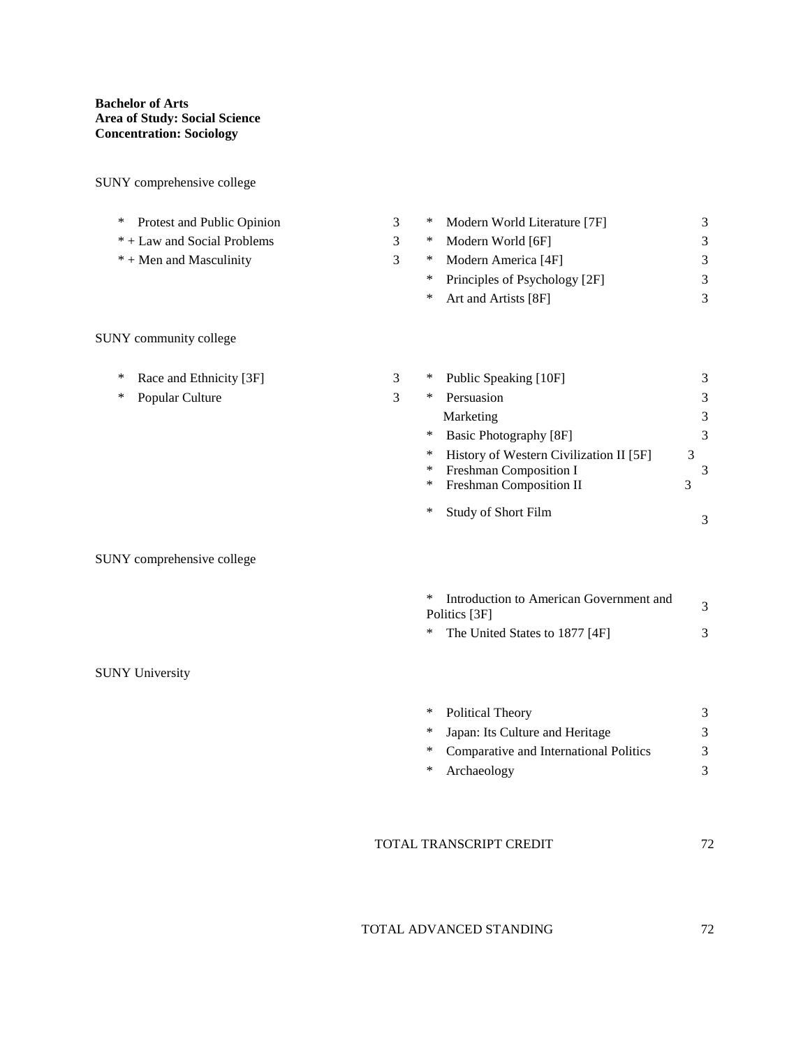**Bachelor of Arts**
**Area of Study: Social Science**
**Concentration: Sociology**

SUNY comprehensive college

| | | | |
|---|---|---|---|
| * Protest and Public Opinion | 3 | * Modern World Literature [7F] | 3 |
| * + Law and Social Problems | 3 | * Modern World [6F] | 3 |
| * + Men and Masculinity | 3 | * Modern America [4F] | 3 |
| | | * Principles of Psychology [2F] | 3 |
| | | * Art and Artists [8F] | 3 |

SUNY community college

| | | | |
|---|---|---|---|
| * Race and Ethnicity [3F] | 3 | * Public Speaking [10F] | 3 |
| * Popular Culture | 3 | * Persuasion | 3 |
| | | Marketing | 3 |
| | | * Basic Photography [8F] | 3 |
| | | * History of Western Civilization II [5F] | 3 |
| | | * Freshman Composition I | 3 |
| | | * Freshman Composition II | 3 |
| | | * Study of Short Film | 3 |

SUNY comprehensive college

| | |
|---|---|
| * Introduction to American Government and Politics [3F] | 3 |
| * The United States to 1877 [4F] | 3 |

SUNY University

| | |
|---|---|
| * Political Theory | 3 |
| * Japan: Its Culture and Heritage | 3 |
| * Comparative and International Politics | 3 |
| * Archaeology | 3 |

TOTAL TRANSCRIPT CREDIT 72

TOTAL ADVANCED STANDING 72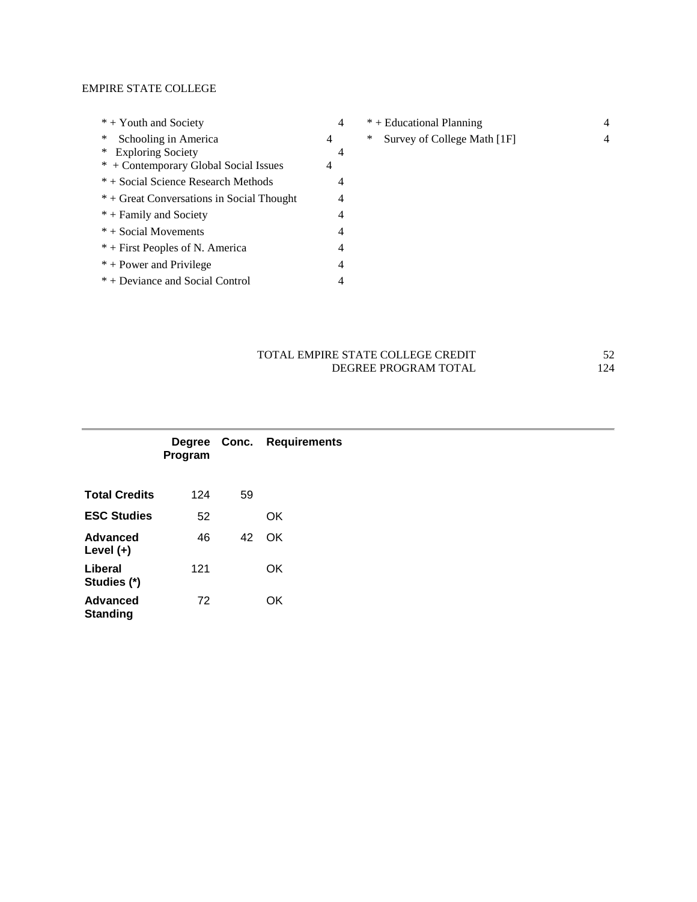EMPIRE STATE COLLEGE

| | |
|---|---|
| * + Youth and Society | 4 |
| * Schooling in America | 4 |
| * Exploring Society | 4 |
| * + Contemporary Global Social Issues | 4 |
| * + Social Science Research Methods | 4 |
| * + Great Conversations in Social Thought | 4 |
| * + Family and Society | 4 |
| * + Social Movements | 4 |
| * + First Peoples of N. America | 4 |
| * + Power and Privilege | 4 |
| * + Deviance and Social Control | 4 |
| * + Educational Planning | 4 |
| * Survey of College Math [1F] | 4 |

TOTAL EMPIRE STATE COLLEGE CREDIT 52
DEGREE PROGRAM TOTAL 124

| | Degree Program | Conc. | Requirements |
|---|---|---|---|
| **Total Credits** | 124 | 59 | |
| **ESC Studies** | 52 | | OK |
| **Advanced Level (+)** | 46 | 42 | OK |
| **Liberal Studies (*)** | 121 | | OK |
| **Advanced Standing** | 72 | | OK |